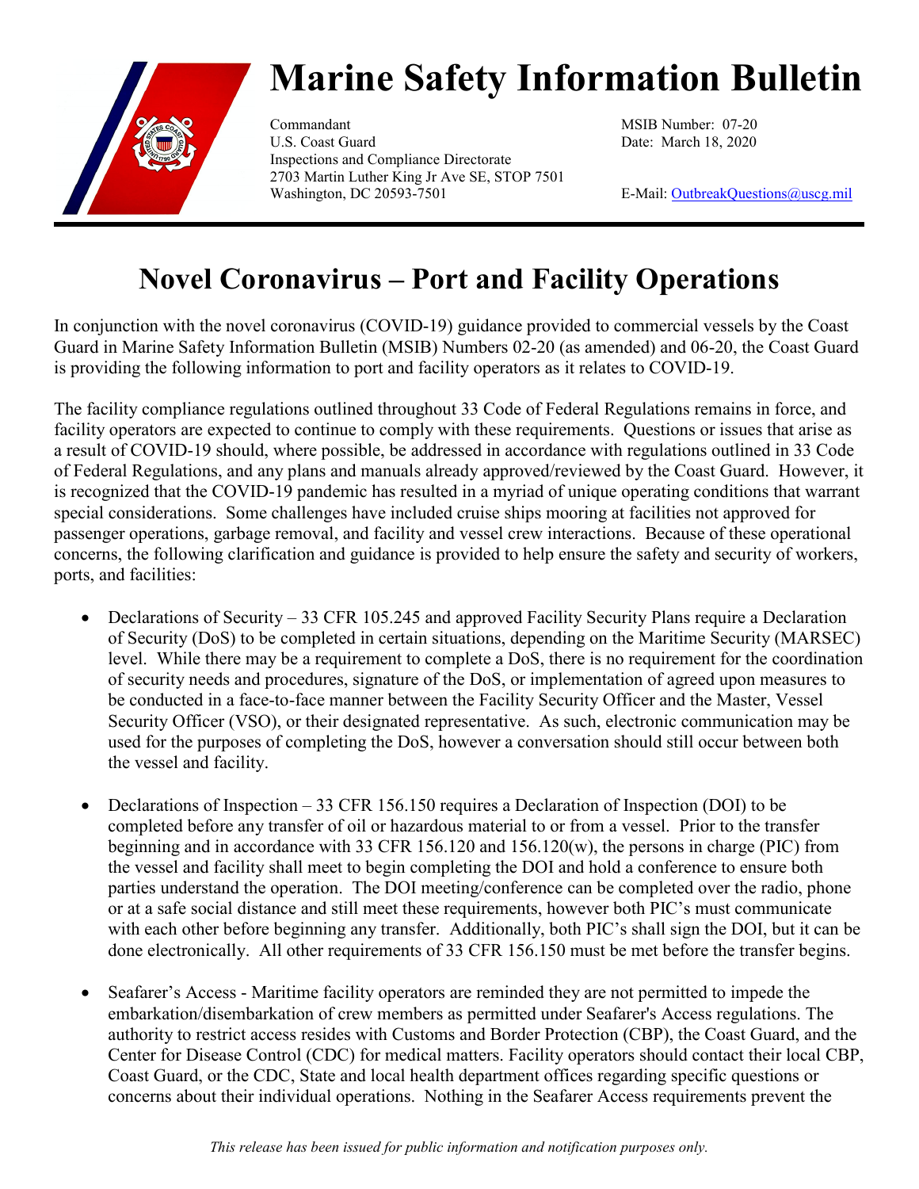# Marine Safety Information Bulletin

Commandant
U.S. Coast Guard
Inspections and Compliance Directorate
2703 Martin Luther King Jr Ave SE, STOP 7501
Washington, DC 20593-7501

MSIB Number: 07-20
Date: March 18, 2020

E-Mail: OutbreakQuestions@uscg.mil

## Novel Coronavirus – Port and Facility Operations

In conjunction with the novel coronavirus (COVID-19) guidance provided to commercial vessels by the Coast Guard in Marine Safety Information Bulletin (MSIB) Numbers 02-20 (as amended) and 06-20, the Coast Guard is providing the following information to port and facility operators as it relates to COVID-19.

The facility compliance regulations outlined throughout 33 Code of Federal Regulations remains in force, and facility operators are expected to continue to comply with these requirements. Questions or issues that arise as a result of COVID-19 should, where possible, be addressed in accordance with regulations outlined in 33 Code of Federal Regulations, and any plans and manuals already approved/reviewed by the Coast Guard. However, it is recognized that the COVID-19 pandemic has resulted in a myriad of unique operating conditions that warrant special considerations. Some challenges have included cruise ships mooring at facilities not approved for passenger operations, garbage removal, and facility and vessel crew interactions. Because of these operational concerns, the following clarification and guidance is provided to help ensure the safety and security of workers, ports, and facilities:

- Declarations of Security – 33 CFR 105.245 and approved Facility Security Plans require a Declaration of Security (DoS) to be completed in certain situations, depending on the Maritime Security (MARSEC) level. While there may be a requirement to complete a DoS, there is no requirement for the coordination of security needs and procedures, signature of the DoS, or implementation of agreed upon measures to be conducted in a face-to-face manner between the Facility Security Officer and the Master, Vessel Security Officer (VSO), or their designated representative. As such, electronic communication may be used for the purposes of completing the DoS, however a conversation should still occur between both the vessel and facility.

- Declarations of Inspection – 33 CFR 156.150 requires a Declaration of Inspection (DOI) to be completed before any transfer of oil or hazardous material to or from a vessel. Prior to the transfer beginning and in accordance with 33 CFR 156.120 and 156.120(w), the persons in charge (PIC) from the vessel and facility shall meet to begin completing the DOI and hold a conference to ensure both parties understand the operation. The DOI meeting/conference can be completed over the radio, phone or at a safe social distance and still meet these requirements, however both PIC's must communicate with each other before beginning any transfer. Additionally, both PIC's shall sign the DOI, but it can be done electronically. All other requirements of 33 CFR 156.150 must be met before the transfer begins.

- Seafarer's Access - Maritime facility operators are reminded they are not permitted to impede the embarkation/disembarkation of crew members as permitted under Seafarer's Access regulations. The authority to restrict access resides with Customs and Border Protection (CBP), the Coast Guard, and the Center for Disease Control (CDC) for medical matters. Facility operators should contact their local CBP, Coast Guard, or the CDC, State and local health department offices regarding specific questions or concerns about their individual operations. Nothing in the Seafarer Access requirements prevent the

*This release has been issued for public information and notification purposes only.*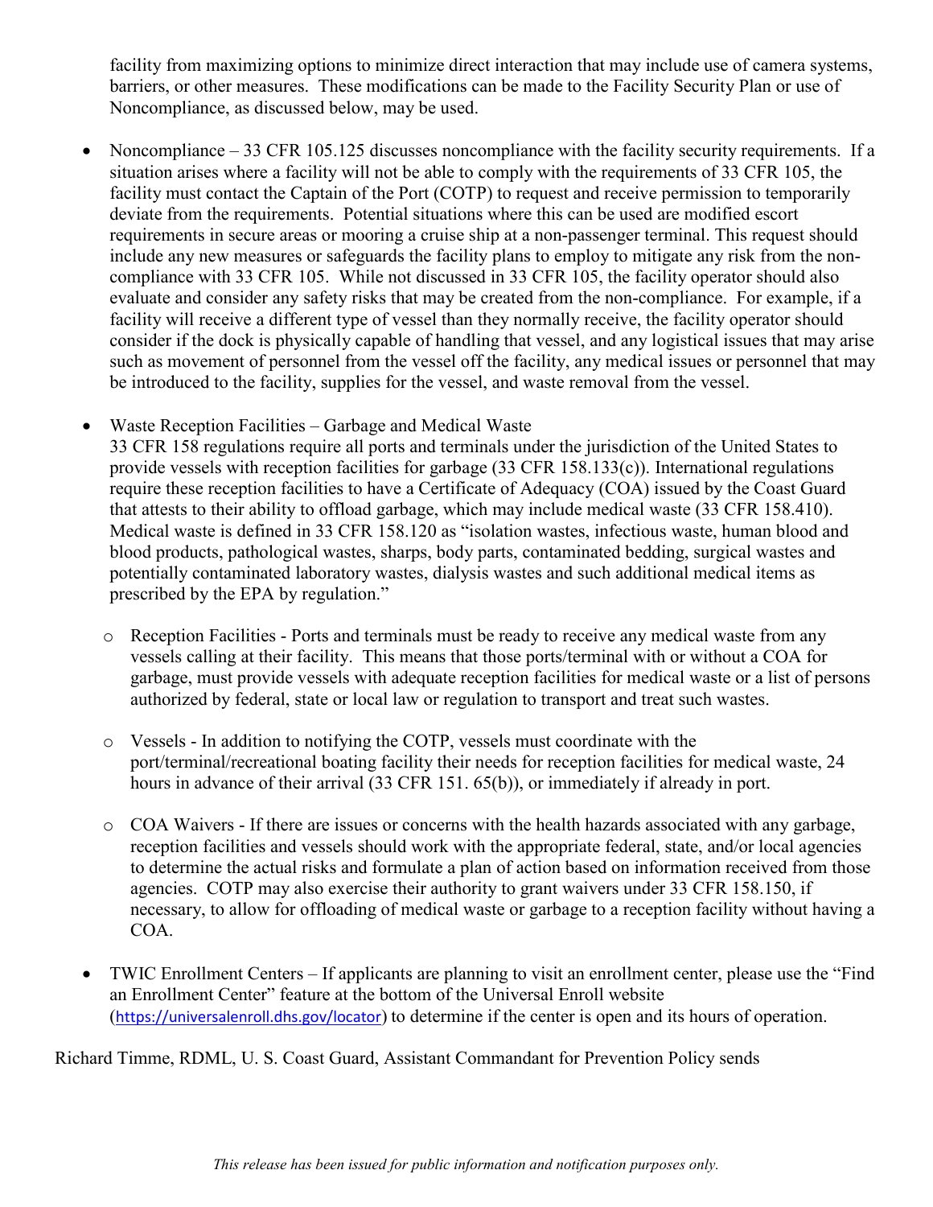facility from maximizing options to minimize direct interaction that may include use of camera systems, barriers, or other measures. These modifications can be made to the Facility Security Plan or use of Noncompliance, as discussed below, may be used.

- Noncompliance – 33 CFR 105.125 discusses noncompliance with the facility security requirements. If a situation arises where a facility will not be able to comply with the requirements of 33 CFR 105, the facility must contact the Captain of the Port (COTP) to request and receive permission to temporarily deviate from the requirements. Potential situations where this can be used are modified escort requirements in secure areas or mooring a cruise ship at a non-passenger terminal. This request should include any new measures or safeguards the facility plans to employ to mitigate any risk from the non-compliance with 33 CFR 105. While not discussed in 33 CFR 105, the facility operator should also evaluate and consider any safety risks that may be created from the non-compliance. For example, if a facility will receive a different type of vessel than they normally receive, the facility operator should consider if the dock is physically capable of handling that vessel, and any logistical issues that may arise such as movement of personnel from the vessel off the facility, any medical issues or personnel that may be introduced to the facility, supplies for the vessel, and waste removal from the vessel.

- Waste Reception Facilities – Garbage and Medical Waste
  33 CFR 158 regulations require all ports and terminals under the jurisdiction of the United States to provide vessels with reception facilities for garbage (33 CFR 158.133(c)). International regulations require these reception facilities to have a Certificate of Adequacy (COA) issued by the Coast Guard that attests to their ability to offload garbage, which may include medical waste (33 CFR 158.410). Medical waste is defined in 33 CFR 158.120 as "isolation wastes, infectious waste, human blood and blood products, pathological wastes, sharps, body parts, contaminated bedding, surgical wastes and potentially contaminated laboratory wastes, dialysis wastes and such additional medical items as prescribed by the EPA by regulation."

  - Reception Facilities - Ports and terminals must be ready to receive any medical waste from any vessels calling at their facility. This means that those ports/terminal with or without a COA for garbage, must provide vessels with adequate reception facilities for medical waste or a list of persons authorized by federal, state or local law or regulation to transport and treat such wastes.

  - Vessels - In addition to notifying the COTP, vessels must coordinate with the port/terminal/recreational boating facility their needs for reception facilities for medical waste, 24 hours in advance of their arrival (33 CFR 151. 65(b)), or immediately if already in port.

  - COA Waivers - If there are issues or concerns with the health hazards associated with any garbage, reception facilities and vessels should work with the appropriate federal, state, and/or local agencies to determine the actual risks and formulate a plan of action based on information received from those agencies. COTP may also exercise their authority to grant waivers under 33 CFR 158.150, if necessary, to allow for offloading of medical waste or garbage to a reception facility without having a COA.

- TWIC Enrollment Centers – If applicants are planning to visit an enrollment center, please use the "Find an Enrollment Center" feature at the bottom of the Universal Enroll website (https://universalenroll.dhs.gov/locator) to determine if the center is open and its hours of operation.

Richard Timme, RDML, U. S. Coast Guard, Assistant Commandant for Prevention Policy sends

*This release has been issued for public information and notification purposes only.*